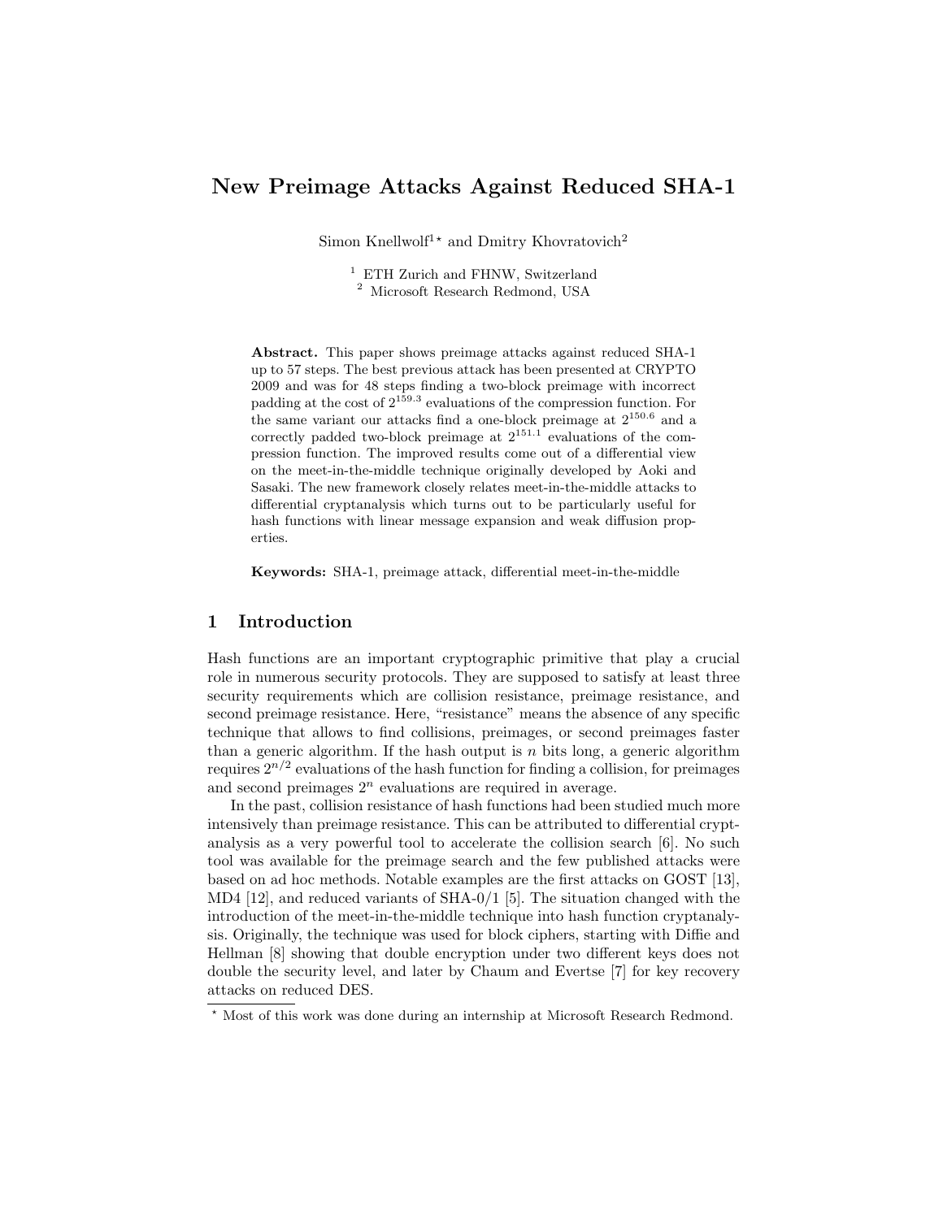# New Preimage Attacks Against Reduced SHA-1

Simon Knellwolf[1*] and Dmitry Khovratovich[2]

[1] ETH Zurich and FHNW, Switzerland
[2] Microsoft Research Redmond, USA

**Abstract.** This paper shows preimage attacks against reduced SHA-1 up to 57 steps. The best previous attack has been presented at CRYPTO 2009 and was for 48 steps finding a two-block preimage with incorrect padding at the cost of $2^{159.3}$ evaluations of the compression function. For the same variant our attacks find a one-block preimage at $2^{150.6}$ and a correctly padded two-block preimage at $2^{151.1}$ evaluations of the compression function. The improved results come out of a differential view on the meet-in-the-middle technique originally developed by Aoki and Sasaki. The new framework closely relates meet-in-the-middle attacks to differential cryptanalysis which turns out to be particularly useful for hash functions with linear message expansion and weak diffusion properties.

**Keywords:** SHA-1, preimage attack, differential meet-in-the-middle

## 1 Introduction

Hash functions are an important cryptographic primitive that play a crucial role in numerous security protocols. They are supposed to satisfy at least three security requirements which are collision resistance, preimage resistance, and second preimage resistance. Here, "resistance" means the absence of any specific technique that allows to find collisions, preimages, or second preimages faster than a generic algorithm. If the hash output is $n$ bits long, a generic algorithm requires $2^{n/2}$ evaluations of the hash function for finding a collision, for preimages and second preimages $2^n$ evaluations are required in average.

In the past, collision resistance of hash functions had been studied much more intensively than preimage resistance. This can be attributed to differential cryptanalysis as a very powerful tool to accelerate the collision search [6]. No such tool was available for the preimage search and the few published attacks were based on ad hoc methods. Notable examples are the first attacks on GOST [13], MD4 [12], and reduced variants of SHA-0/1 [5]. The situation changed with the introduction of the meet-in-the-middle technique into hash function cryptanalysis. Originally, the technique was used for block ciphers, starting with Diffie and Hellman [8] showing that double encryption under two different keys does not double the security level, and later by Chaum and Evertse [7] for key recovery attacks on reduced DES.

* Most of this work was done during an internship at Microsoft Research Redmond.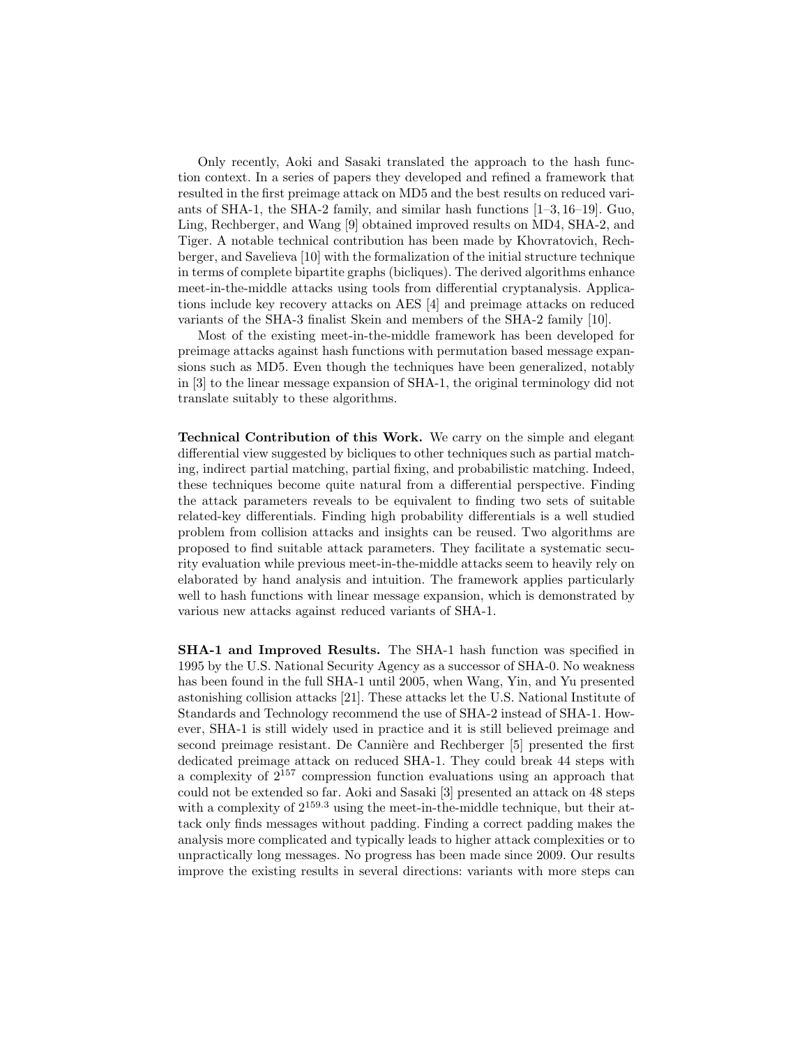Only recently, Aoki and Sasaki translated the approach to the hash function context. In a series of papers they developed and refined a framework that resulted in the first preimage attack on MD5 and the best results on reduced variants of SHA-1, the SHA-2 family, and similar hash functions [1–3, 16–19]. Guo, Ling, Rechberger, and Wang [9] obtained improved results on MD4, SHA-2, and Tiger. A notable technical contribution has been made by Khovratovich, Rechberger, and Savelieva [10] with the formalization of the initial structure technique in terms of complete bipartite graphs (bicliques). The derived algorithms enhance meet-in-the-middle attacks using tools from differential cryptanalysis. Applications include key recovery attacks on AES [4] and preimage attacks on reduced variants of the SHA-3 finalist Skein and members of the SHA-2 family [10].

Most of the existing meet-in-the-middle framework has been developed for preimage attacks against hash functions with permutation based message expansions such as MD5. Even though the techniques have been generalized, notably in [3] to the linear message expansion of SHA-1, the original terminology did not translate suitably to these algorithms.

**Technical Contribution of this Work.** We carry on the simple and elegant differential view suggested by bicliques to other techniques such as partial matching, indirect partial matching, partial fixing, and probabilistic matching. Indeed, these techniques become quite natural from a differential perspective. Finding the attack parameters reveals to be equivalent to finding two sets of suitable related-key differentials. Finding high probability differentials is a well studied problem from collision attacks and insights can be reused. Two algorithms are proposed to find suitable attack parameters. They facilitate a systematic security evaluation while previous meet-in-the-middle attacks seem to heavily rely on elaborated by hand analysis and intuition. The framework applies particularly well to hash functions with linear message expansion, which is demonstrated by various new attacks against reduced variants of SHA-1.

**SHA-1 and Improved Results.** The SHA-1 hash function was specified in 1995 by the U.S. National Security Agency as a successor of SHA-0. No weakness has been found in the full SHA-1 until 2005, when Wang, Yin, and Yu presented astonishing collision attacks [21]. These attacks let the U.S. National Institute of Standards and Technology recommend the use of SHA-2 instead of SHA-1. However, SHA-1 is still widely used in practice and it is still believed preimage and second preimage resistant. De Cannière and Rechberger [5] presented the first dedicated preimage attack on reduced SHA-1. They could break 44 steps with a complexity of $2^{157}$ compression function evaluations using an approach that could not be extended so far. Aoki and Sasaki [3] presented an attack on 48 steps with a complexity of $2^{159.3}$ using the meet-in-the-middle technique, but their attack only finds messages without padding. Finding a correct padding makes the analysis more complicated and typically leads to higher attack complexities or to unpractically long messages. No progress has been made since 2009. Our results improve the existing results in several directions: variants with more steps can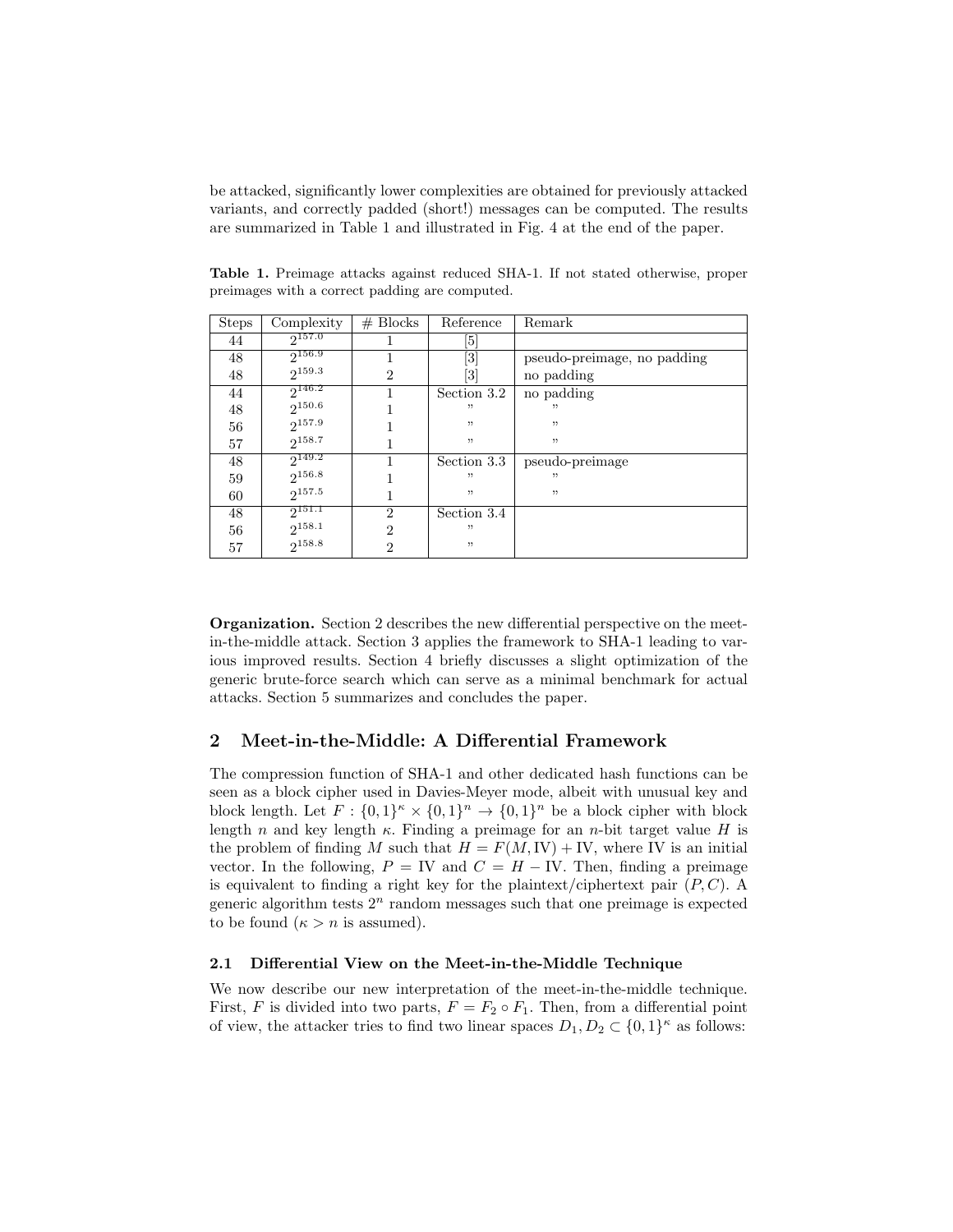be attacked, significantly lower complexities are obtained for previously attacked variants, and correctly padded (short!) messages can be computed. The results are summarized in Table 1 and illustrated in Fig. 4 at the end of the paper.

**Table 1.** Preimage attacks against reduced SHA-1. If not stated otherwise, proper preimages with a correct padding are computed.

| Steps | Complexity | # Blocks | Reference | Remark |
|---|---|---|---|---|
| 44 | $2^{157.0}$ | 1 | [5] | |
| 48 | $2^{156.9}$ | 1 | [3] | pseudo-preimage, no padding |
| 48 | $2^{159.3}$ | 2 | [3] | no padding |
| 44 | $2^{146.2}$ | 1 | Section 3.2 | no padding |
| 48 | $2^{150.6}$ | 1 | " | " |
| 56 | $2^{157.9}$ | 1 | " | " |
| 57 | $2^{158.7}$ | 1 | " | " |
| 48 | $2^{149.2}$ | 1 | Section 3.3 | pseudo-preimage |
| 59 | $2^{156.8}$ | 1 | " | " |
| 60 | $2^{157.5}$ | 1 | " | " |
| 48 | $2^{151.1}$ | 2 | Section 3.4 | |
| 56 | $2^{158.1}$ | 2 | " | |
| 57 | $2^{158.8}$ | 2 | " | |

**Organization.** Section 2 describes the new differential perspective on the meet-in-the-middle attack. Section 3 applies the framework to SHA-1 leading to various improved results. Section 4 briefly discusses a slight optimization of the generic brute-force search which can serve as a minimal benchmark for actual attacks. Section 5 summarizes and concludes the paper.

## 2 Meet-in-the-Middle: A Differential Framework

The compression function of SHA-1 and other dedicated hash functions can be seen as a block cipher used in Davies-Meyer mode, albeit with unusual key and block length. Let $F : \{0,1\}^\kappa \times \{0,1\}^n \to \{0,1\}^n$ be a block cipher with block length $n$ and key length $\kappa$. Finding a preimage for an $n$-bit target value $H$ is the problem of finding $M$ such that $H = F(M, \mathrm{IV}) + \mathrm{IV}$, where IV is an initial vector. In the following, $P = \mathrm{IV}$ and $C = H - \mathrm{IV}$. Then, finding a preimage is equivalent to finding a right key for the plaintext/ciphertext pair $(P, C)$. A generic algorithm tests $2^n$ random messages such that one preimage is expected to be found ($\kappa > n$ is assumed).

### 2.1 Differential View on the Meet-in-the-Middle Technique

We now describe our new interpretation of the meet-in-the-middle technique. First, $F$ is divided into two parts, $F = F_2 \circ F_1$. Then, from a differential point of view, the attacker tries to find two linear spaces $D_1, D_2 \subset \{0,1\}^\kappa$ as follows: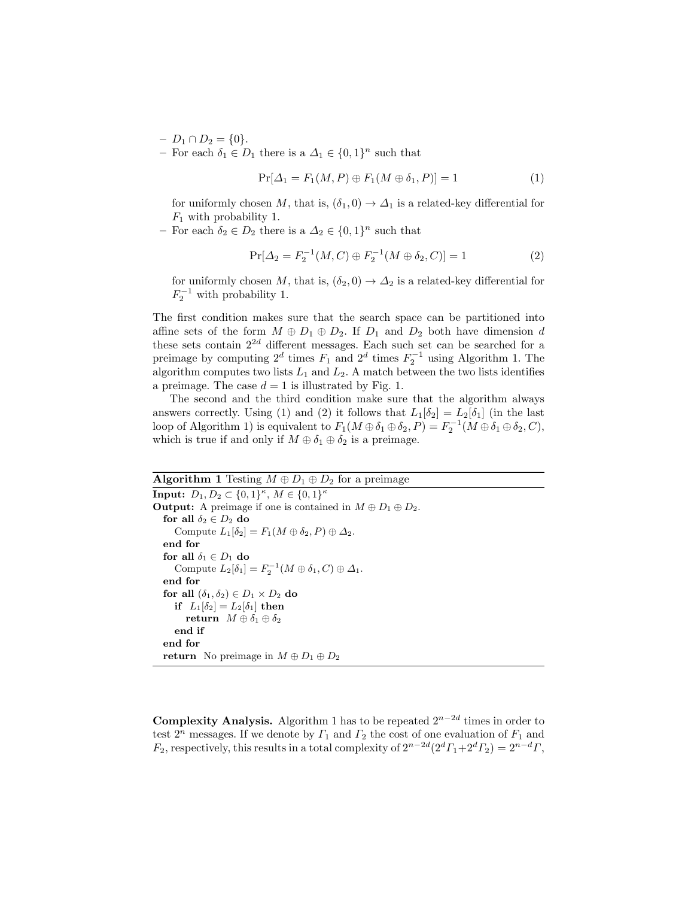- $D_1 \cap D_2 = \{0\}$.
- For each $\delta_1 \in D_1$ there is a $\Delta_1 \in \{0,1\}^n$ such that

$$\Pr[\Delta_1 = F_1(M, P) \oplus F_1(M \oplus \delta_1, P)] = 1 \tag{1}$$

  for uniformly chosen $M$, that is, $(\delta_1, 0) \to \Delta_1$ is a related-key differential for $F_1$ with probability 1.
- For each $\delta_2 \in D_2$ there is a $\Delta_2 \in \{0,1\}^n$ such that

$$\Pr[\Delta_2 = F_2^{-1}(M, C) \oplus F_2^{-1}(M \oplus \delta_2, C)] = 1 \tag{2}$$

  for uniformly chosen $M$, that is, $(\delta_2, 0) \to \Delta_2$ is a related-key differential for $F_2^{-1}$ with probability 1.

The first condition makes sure that the search space can be partitioned into affine sets of the form $M \oplus D_1 \oplus D_2$. If $D_1$ and $D_2$ both have dimension $d$ these sets contain $2^{2d}$ different messages. Each such set can be searched for a preimage by computing $2^d$ times $F_1$ and $2^d$ times $F_2^{-1}$ using Algorithm 1. The algorithm computes two lists $L_1$ and $L_2$. A match between the two lists identifies a preimage. The case $d = 1$ is illustrated by Fig. 1.

The second and the third condition make sure that the algorithm always answers correctly. Using (1) and (2) it follows that $L_1[\delta_2] = L_2[\delta_1]$ (in the last loop of Algorithm 1) is equivalent to $F_1(M \oplus \delta_1 \oplus \delta_2, P) = F_2^{-1}(M \oplus \delta_1 \oplus \delta_2, C)$, which is true if and only if $M \oplus \delta_1 \oplus \delta_2$ is a preimage.

**Algorithm 1** Testing $M \oplus D_1 \oplus D_2$ for a preimage

**Input:** $D_1, D_2 \subset \{0,1\}^\kappa$, $M \in \{0,1\}^\kappa$
**Output:** A preimage if one is contained in $M \oplus D_1 \oplus D_2$.

```
for all δ2 ∈ D2 do
    Compute L1[δ2] = F1(M ⊕ δ2, P) ⊕ Δ2.
end for
for all δ1 ∈ D1 do
    Compute L2[δ1] = F2^{-1}(M ⊕ δ1, C) ⊕ Δ1.
end for
for all (δ1, δ2) ∈ D1 × D2 do
    if L1[δ2] = L2[δ1] then
        return M ⊕ δ1 ⊕ δ2
    end if
end for
return No preimage in M ⊕ D1 ⊕ D2
```

**Complexity Analysis.** Algorithm 1 has to be repeated $2^{n-2d}$ times in order to test $2^n$ messages. If we denote by $\Gamma_1$ and $\Gamma_2$ the cost of one evaluation of $F_1$ and $F_2$, respectively, this results in a total complexity of $2^{n-2d}(2^d\Gamma_1 + 2^d\Gamma_2) = 2^{n-d}\Gamma$,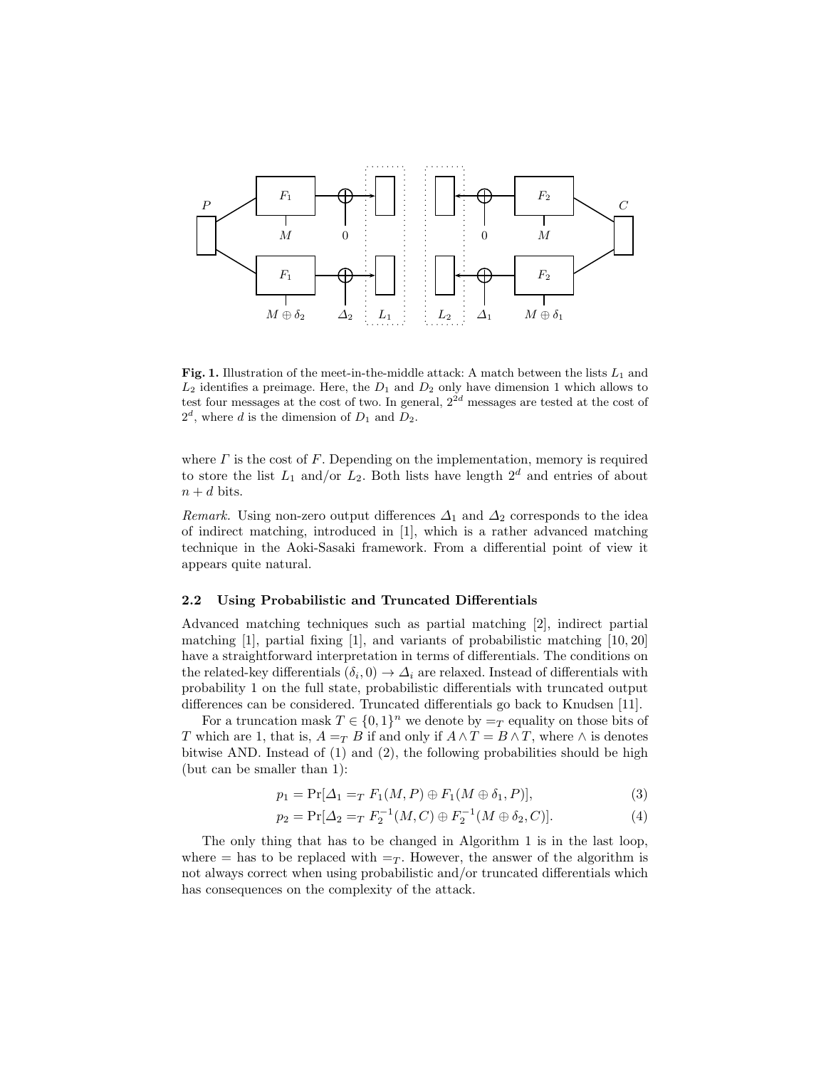**Fig. 1.** Illustration of the meet-in-the-middle attack: A match between the lists $L_1$ and $L_2$ identifies a preimage. Here, the $D_1$ and $D_2$ only have dimension 1 which allows to test four messages at the cost of two. In general, $2^{2d}$ messages are tested at the cost of $2^d$, where $d$ is the dimension of $D_1$ and $D_2$.

where $\Gamma$ is the cost of $F$. Depending on the implementation, memory is required to store the list $L_1$ and/or $L_2$. Both lists have length $2^d$ and entries of about $n + d$ bits.

*Remark.* Using non-zero output differences $\Delta_1$ and $\Delta_2$ corresponds to the idea of indirect matching, introduced in [1], which is a rather advanced matching technique in the Aoki-Sasaki framework. From a differential point of view it appears quite natural.

### 2.2 Using Probabilistic and Truncated Differentials

Advanced matching techniques such as partial matching [2], indirect partial matching [1], partial fixing [1], and variants of probabilistic matching [10, 20] have a straightforward interpretation in terms of differentials. The conditions on the related-key differentials $(\delta_i, 0) \to \Delta_i$ are relaxed. Instead of differentials with probability 1 on the full state, probabilistic differentials with truncated output differences can be considered. Truncated differentials go back to Knudsen [11].

For a truncation mask $T \in \{0,1\}^n$ we denote by $=_T$ equality on those bits of $T$ which are 1, that is, $A =_T B$ if and only if $A \wedge T = B \wedge T$, where $\wedge$ is denotes bitwise AND. Instead of (1) and (2), the following probabilities should be high (but can be smaller than 1):

$$p_1 = \Pr[\Delta_1 =_T F_1(M, P) \oplus F_1(M \oplus \delta_1, P)], \tag{3}$$

$$p_2 = \Pr[\Delta_2 =_T F_2^{-1}(M, C) \oplus F_2^{-1}(M \oplus \delta_2, C)]. \tag{4}$$

The only thing that has to be changed in Algorithm 1 is in the last loop, where $=$ has to be replaced with $=_T$. However, the answer of the algorithm is not always correct when using probabilistic and/or truncated differentials which has consequences on the complexity of the attack.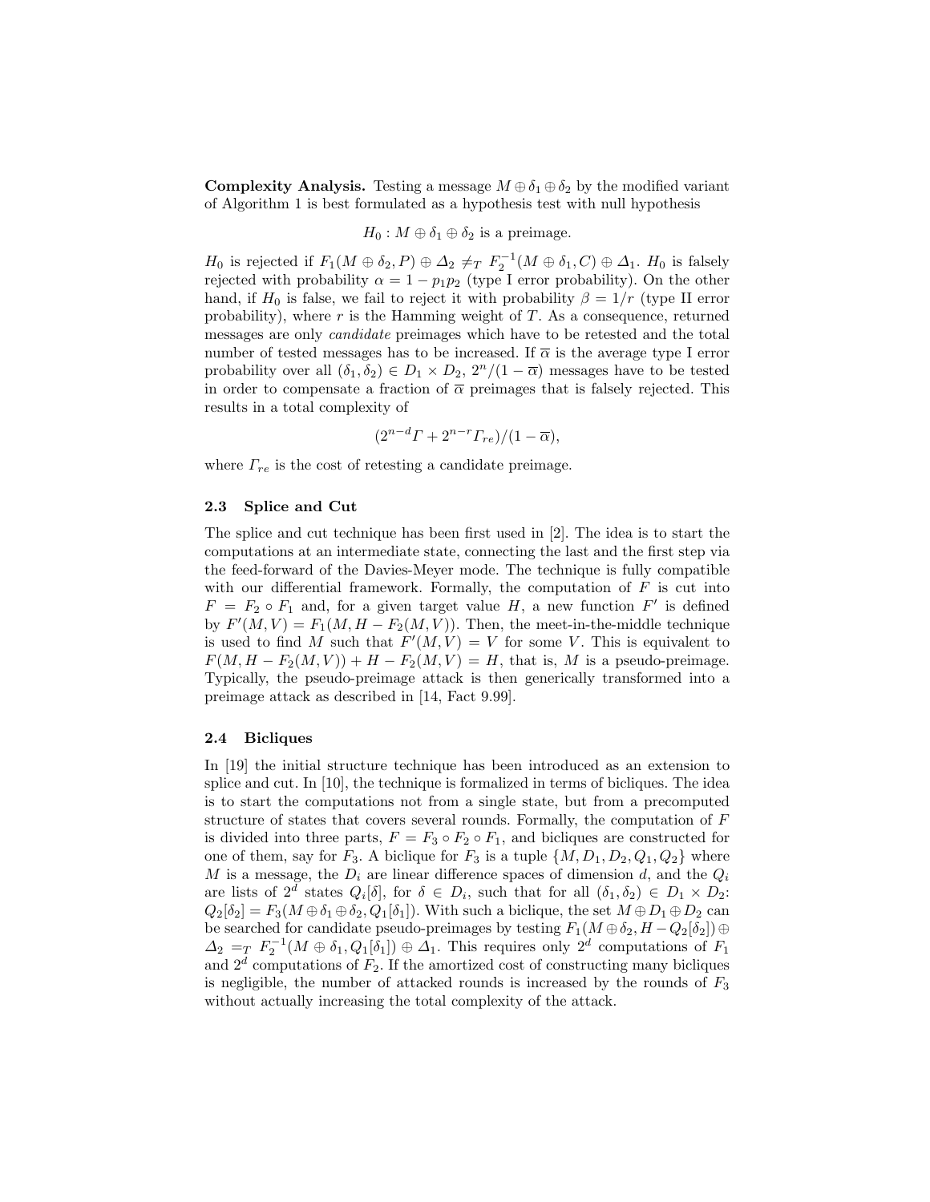**Complexity Analysis.** Testing a message $M \oplus \delta_1 \oplus \delta_2$ by the modified variant of Algorithm 1 is best formulated as a hypothesis test with null hypothesis

$$H_0 : M \oplus \delta_1 \oplus \delta_2 \text{ is a preimage.}$$

$H_0$ is rejected if $F_1(M \oplus \delta_2, P) \oplus \Delta_2 \neq_T F_2^{-1}(M \oplus \delta_1, C) \oplus \Delta_1$. $H_0$ is falsely rejected with probability $\alpha = 1 - p_1 p_2$ (type I error probability). On the other hand, if $H_0$ is false, we fail to reject it with probability $\beta = 1/r$ (type II error probability), where $r$ is the Hamming weight of $T$. As a consequence, returned messages are only *candidate* preimages which have to be retested and the total number of tested messages has to be increased. If $\overline{\alpha}$ is the average type I error probability over all $(\delta_1, \delta_2) \in D_1 \times D_2$, $2^n/(1 - \overline{\alpha})$ messages have to be tested in order to compensate a fraction of $\overline{\alpha}$ preimages that is falsely rejected. This results in a total complexity of

$$(2^{n-d}\Gamma + 2^{n-r}\Gamma_{re})/(1 - \overline{\alpha}),$$

where $\Gamma_{re}$ is the cost of retesting a candidate preimage.

### 2.3 Splice and Cut

The splice and cut technique has been first used in [2]. The idea is to start the computations at an intermediate state, connecting the last and the first step via the feed-forward of the Davies-Meyer mode. The technique is fully compatible with our differential framework. Formally, the computation of $F$ is cut into $F = F_2 \circ F_1$ and, for a given target value $H$, a new function $F'$ is defined by $F'(M, V) = F_1(M, H - F_2(M, V))$. Then, the meet-in-the-middle technique is used to find $M$ such that $F'(M, V) = V$ for some $V$. This is equivalent to $F(M, H - F_2(M, V)) + H - F_2(M, V) = H$, that is, $M$ is a pseudo-preimage. Typically, the pseudo-preimage attack is then generically transformed into a preimage attack as described in [14, Fact 9.99].

### 2.4 Bicliques

In [19] the initial structure technique has been introduced as an extension to splice and cut. In [10], the technique is formalized in terms of bicliques. The idea is to start the computations not from a single state, but from a precomputed structure of states that covers several rounds. Formally, the computation of $F$ is divided into three parts, $F = F_3 \circ F_2 \circ F_1$, and bicliques are constructed for one of them, say for $F_3$. A biclique for $F_3$ is a tuple $\{M, D_1, D_2, Q_1, Q_2\}$ where $M$ is a message, the $D_i$ are linear difference spaces of dimension $d$, and the $Q_i$ are lists of $2^d$ states $Q_i[\delta]$, for $\delta \in D_i$, such that for all $(\delta_1, \delta_2) \in D_1 \times D_2$: $Q_2[\delta_2] = F_3(M \oplus \delta_1 \oplus \delta_2, Q_1[\delta_1])$. With such a biclique, the set $M \oplus D_1 \oplus D_2$ can be searched for candidate pseudo-preimages by testing $F_1(M \oplus \delta_2, H - Q_2[\delta_2]) \oplus \Delta_2 =_T F_2^{-1}(M \oplus \delta_1, Q_1[\delta_1]) \oplus \Delta_1$. This requires only $2^d$ computations of $F_1$ and $2^d$ computations of $F_2$. If the amortized cost of constructing many bicliques is negligible, the number of attacked rounds is increased by the rounds of $F_3$ without actually increasing the total complexity of the attack.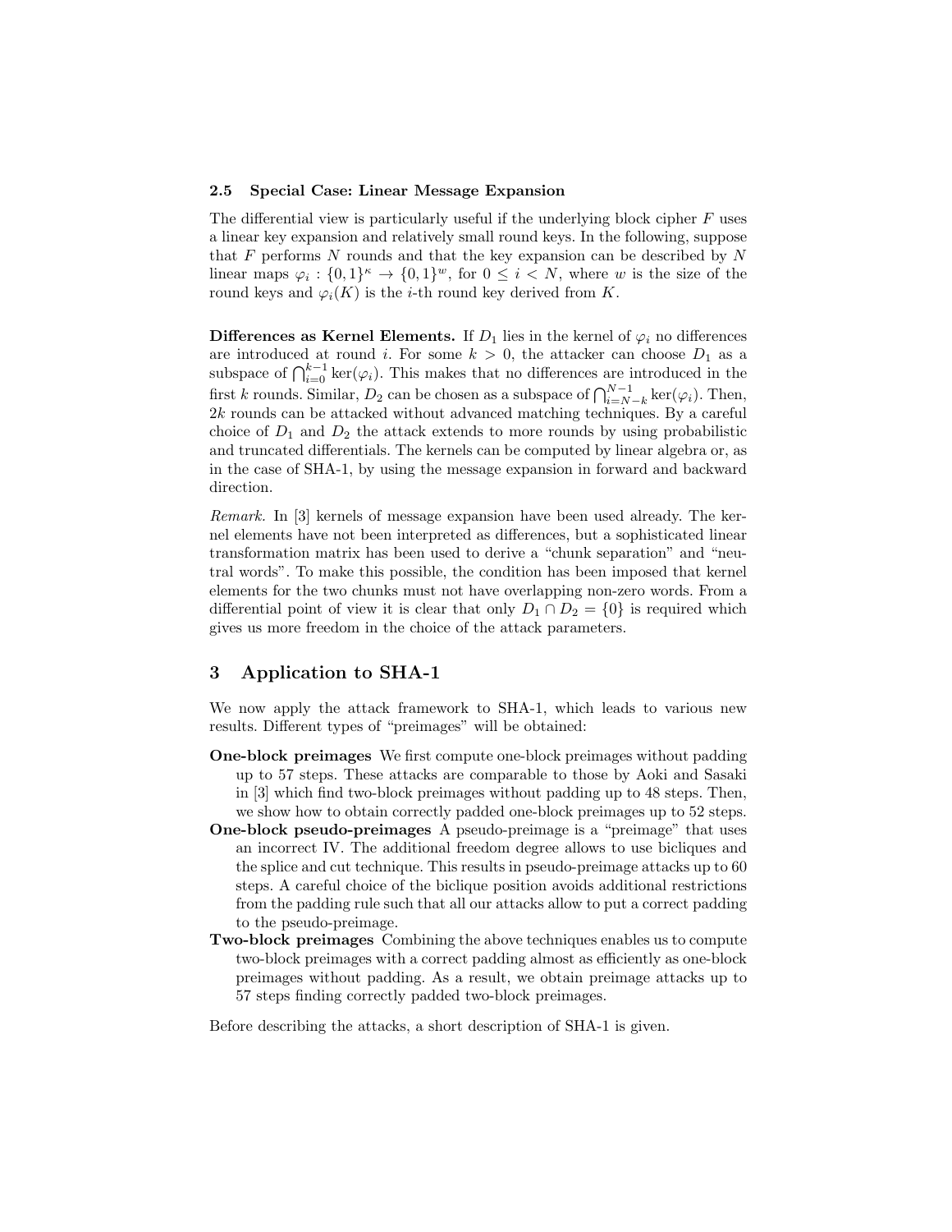### 2.5 Special Case: Linear Message Expansion

The differential view is particularly useful if the underlying block cipher $F$ uses a linear key expansion and relatively small round keys. In the following, suppose that $F$ performs $N$ rounds and that the key expansion can be described by $N$ linear maps $\varphi_i : \{0,1\}^\kappa \to \{0,1\}^w$, for $0 \leq i < N$, where $w$ is the size of the round keys and $\varphi_i(K)$ is the $i$-th round key derived from $K$.

**Differences as Kernel Elements.** If $D_1$ lies in the kernel of $\varphi_i$ no differences are introduced at round $i$. For some $k > 0$, the attacker can choose $D_1$ as a subspace of $\bigcap_{i=0}^{k-1} \ker(\varphi_i)$. This makes that no differences are introduced in the first $k$ rounds. Similar, $D_2$ can be chosen as a subspace of $\bigcap_{i=N-k}^{N-1} \ker(\varphi_i)$. Then, $2k$ rounds can be attacked without advanced matching techniques. By a careful choice of $D_1$ and $D_2$ the attack extends to more rounds by using probabilistic and truncated differentials. The kernels can be computed by linear algebra or, as in the case of SHA-1, by using the message expansion in forward and backward direction.

*Remark.* In [3] kernels of message expansion have been used already. The kernel elements have not been interpreted as differences, but a sophisticated linear transformation matrix has been used to derive a "chunk separation" and "neutral words". To make this possible, the condition has been imposed that kernel elements for the two chunks must not have overlapping non-zero words. From a differential point of view it is clear that only $D_1 \cap D_2 = \{0\}$ is required which gives us more freedom in the choice of the attack parameters.

## 3 Application to SHA-1

We now apply the attack framework to SHA-1, which leads to various new results. Different types of "preimages" will be obtained:

- **One-block preimages** We first compute one-block preimages without padding up to 57 steps. These attacks are comparable to those by Aoki and Sasaki in [3] which find two-block preimages without padding up to 48 steps. Then, we show how to obtain correctly padded one-block preimages up to 52 steps.
- **One-block pseudo-preimages** A pseudo-preimage is a "preimage" that uses an incorrect IV. The additional freedom degree allows to use bicliques and the splice and cut technique. This results in pseudo-preimage attacks up to 60 steps. A careful choice of the biclique position avoids additional restrictions from the padding rule such that all our attacks allow to put a correct padding to the pseudo-preimage.
- **Two-block preimages** Combining the above techniques enables us to compute two-block preimages with a correct padding almost as efficiently as one-block preimages without padding. As a result, we obtain preimage attacks up to 57 steps finding correctly padded two-block preimages.

Before describing the attacks, a short description of SHA-1 is given.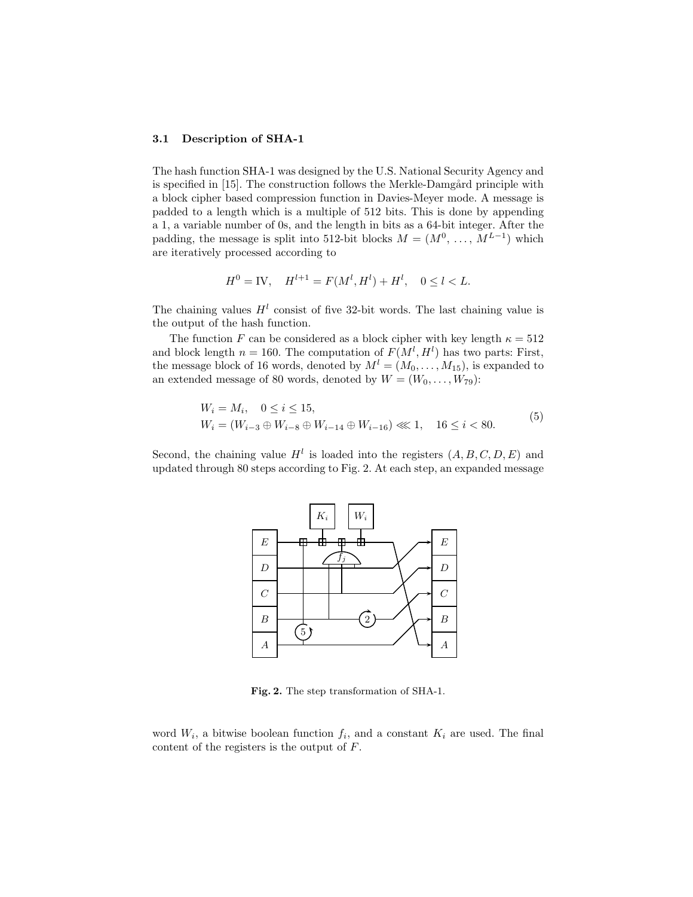### 3.1 Description of SHA-1

The hash function SHA-1 was designed by the U.S. National Security Agency and is specified in [15]. The construction follows the Merkle-Damgård principle with a block cipher based compression function in Davies-Meyer mode. A message is padded to a length which is a multiple of 512 bits. This is done by appending a 1, a variable number of 0s, and the length in bits as a 64-bit integer. After the padding, the message is split into 512-bit blocks $M = (M^0, \ldots, M^{L-1})$ which are iteratively processed according to

$$H^0 = \text{IV}, \quad H^{l+1} = F(M^l, H^l) + H^l, \quad 0 \leq l < L.$$

The chaining values $H^l$ consist of five 32-bit words. The last chaining value is the output of the hash function.

The function $F$ can be considered as a block cipher with key length $\kappa = 512$ and block length $n = 160$. The computation of $F(M^l, H^l)$ has two parts: First, the message block of 16 words, denoted by $M^l = (M_0, \ldots, M_{15})$, is expanded to an extended message of 80 words, denoted by $W = (W_0, \ldots, W_{79})$:

$$\begin{aligned} &W_i = M_i, \quad 0 \leq i \leq 15, \\ &W_i = (W_{i-3} \oplus W_{i-8} \oplus W_{i-14} \oplus W_{i-16}) \lll 1, \quad 16 \leq i < 80. \end{aligned} \tag{5}$$

Second, the chaining value $H^l$ is loaded into the registers $(A, B, C, D, E)$ and updated through 80 steps according to Fig. 2. At each step, an expanded message word $W_i$, a bitwise boolean function $f_i$, and a constant $K_i$ are used. The final content of the registers is the output of $F$.

**Fig. 2.** The step transformation of SHA-1.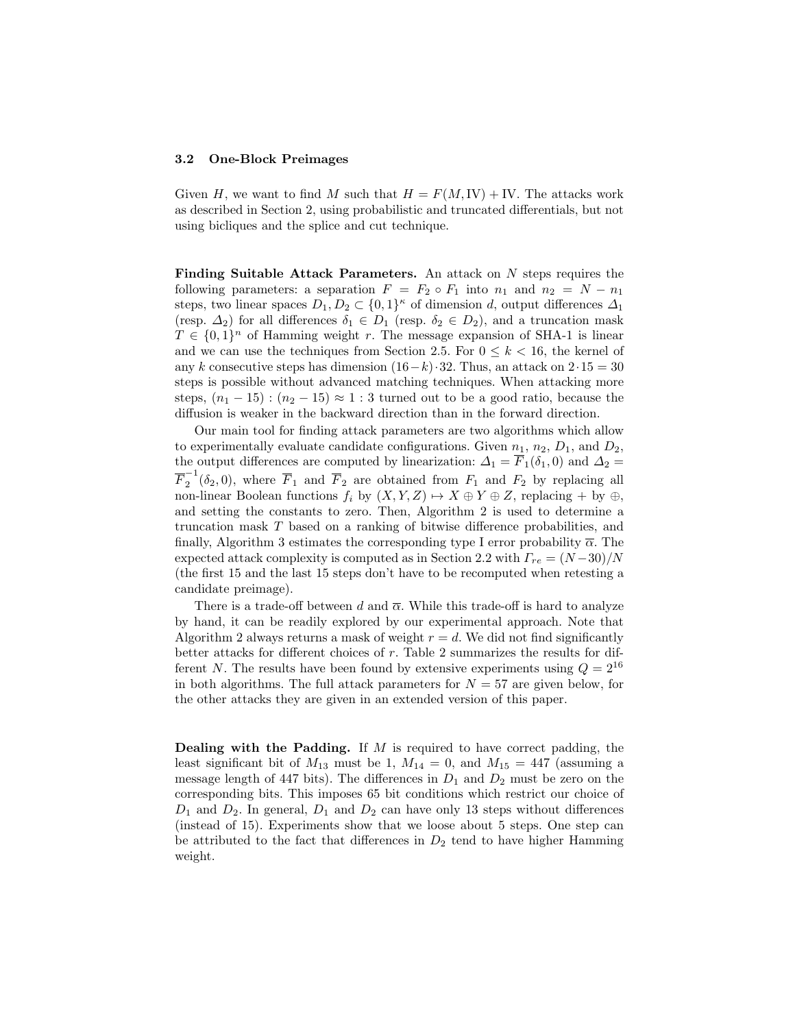### 3.2 One-Block Preimages

Given $H$, we want to find $M$ such that $H = F(M, \mathrm{IV}) + \mathrm{IV}$. The attacks work as described in Section 2, using probabilistic and truncated differentials, but not using bicliques and the splice and cut technique.

**Finding Suitable Attack Parameters.** An attack on $N$ steps requires the following parameters: a separation $F = F_2 \circ F_1$ into $n_1$ and $n_2 = N - n_1$ steps, two linear spaces $D_1, D_2 \subset \{0,1\}^\kappa$ of dimension $d$, output differences $\Delta_1$ (resp. $\Delta_2$) for all differences $\delta_1 \in D_1$ (resp. $\delta_2 \in D_2$), and a truncation mask $T \in \{0,1\}^n$ of Hamming weight $r$. The message expansion of SHA-1 is linear and we can use the techniques from Section 2.5. For $0 \leq k < 16$, the kernel of any $k$ consecutive steps has dimension $(16-k)\cdot 32$. Thus, an attack on $2\cdot 15 = 30$ steps is possible without advanced matching techniques. When attacking more steps, $(n_1 - 15) : (n_2 - 15) \approx 1 : 3$ turned out to be a good ratio, because the diffusion is weaker in the backward direction than in the forward direction.

Our main tool for finding attack parameters are two algorithms which allow to experimentally evaluate candidate configurations. Given $n_1$, $n_2$, $D_1$, and $D_2$, the output differences are computed by linearization: $\Delta_1 = \overline{F}_1(\delta_1, 0)$ and $\Delta_2 = \overline{F}_2^{-1}(\delta_2, 0)$, where $\overline{F}_1$ and $\overline{F}_2$ are obtained from $F_1$ and $F_2$ by replacing all non-linear Boolean functions $f_i$ by $(X, Y, Z) \mapsto X \oplus Y \oplus Z$, replacing $+$ by $\oplus$, and setting the constants to zero. Then, Algorithm 2 is used to determine a truncation mask $T$ based on a ranking of bitwise difference probabilities, and finally, Algorithm 3 estimates the corresponding type I error probability $\overline{\alpha}$. The expected attack complexity is computed as in Section 2.2 with $\Gamma_{re} = (N-30)/N$ (the first 15 and the last 15 steps don't have to be recomputed when retesting a candidate preimage).

There is a trade-off between $d$ and $\overline{\alpha}$. While this trade-off is hard to analyze by hand, it can be readily explored by our experimental approach. Note that Algorithm 2 always returns a mask of weight $r = d$. We did not find significantly better attacks for different choices of $r$. Table 2 summarizes the results for different $N$. The results have been found by extensive experiments using $Q = 2^{16}$ in both algorithms. The full attack parameters for $N = 57$ are given below, for the other attacks they are given in an extended version of this paper.

**Dealing with the Padding.** If $M$ is required to have correct padding, the least significant bit of $M_{13}$ must be 1, $M_{14} = 0$, and $M_{15} = 447$ (assuming a message length of 447 bits). The differences in $D_1$ and $D_2$ must be zero on the corresponding bits. This imposes 65 bit conditions which restrict our choice of $D_1$ and $D_2$. In general, $D_1$ and $D_2$ can have only 13 steps without differences (instead of 15). Experiments show that we loose about 5 steps. One step can be attributed to the fact that differences in $D_2$ tend to have higher Hamming weight.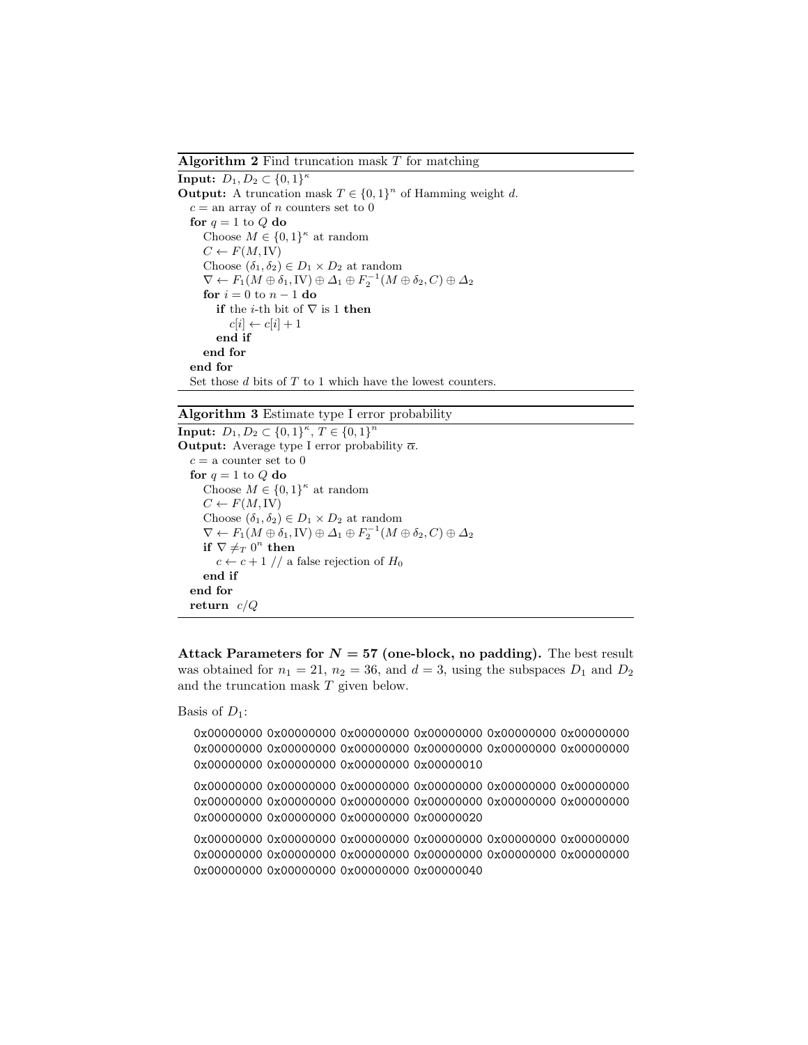**Algorithm 2** Find truncation mask $T$ for matching

```
Input: D_1, D_2 ⊂ {0,1}^κ
Output: A truncation mask T ∈ {0,1}^n of Hamming weight d.
  c = an array of n counters set to 0
  for q = 1 to Q do
    Choose M ∈ {0,1}^κ at random
    C ← F(M, IV)
    Choose (δ_1, δ_2) ∈ D_1 × D_2 at random
    ∇ ← F_1(M ⊕ δ_1, IV) ⊕ Δ_1 ⊕ F_2^{-1}(M ⊕ δ_2, C) ⊕ Δ_2
    for i = 0 to n − 1 do
      if the i-th bit of ∇ is 1 then
        c[i] ← c[i] + 1
      end if
    end for
  end for
  Set those d bits of T to 1 which have the lowest counters.
```

**Algorithm 3** Estimate type I error probability

```
Input: D_1, D_2 ⊂ {0,1}^κ, T ∈ {0,1}^n
Output: Average type I error probability ᾱ.
  c = a counter set to 0
  for q = 1 to Q do
    Choose M ∈ {0,1}^κ at random
    C ← F(M, IV)
    Choose (δ_1, δ_2) ∈ D_1 × D_2 at random
    ∇ ← F_1(M ⊕ δ_1, IV) ⊕ Δ_1 ⊕ F_2^{-1}(M ⊕ δ_2, C) ⊕ Δ_2
    if ∇ ≠_T 0^n then
      c ← c + 1 // a false rejection of H_0
    end if
  end for
  return c/Q
```

**Attack Parameters for $N = 57$ (one-block, no padding).** The best result was obtained for $n_1 = 21$, $n_2 = 36$, and $d = 3$, using the subspaces $D_1$ and $D_2$ and the truncation mask $T$ given below.

Basis of $D_1$:

```
0x00000000 0x00000000 0x00000000 0x00000000 0x00000000 0x00000000
0x00000000 0x00000000 0x00000000 0x00000000 0x00000000 0x00000000
0x00000000 0x00000000 0x00000000 0x00000010

0x00000000 0x00000000 0x00000000 0x00000000 0x00000000 0x00000000
0x00000000 0x00000000 0x00000000 0x00000000 0x00000000 0x00000000
0x00000000 0x00000000 0x00000000 0x00000020

0x00000000 0x00000000 0x00000000 0x00000000 0x00000000 0x00000000
0x00000000 0x00000000 0x00000000 0x00000000 0x00000000 0x00000000
0x00000000 0x00000000 0x00000000 0x00000040
```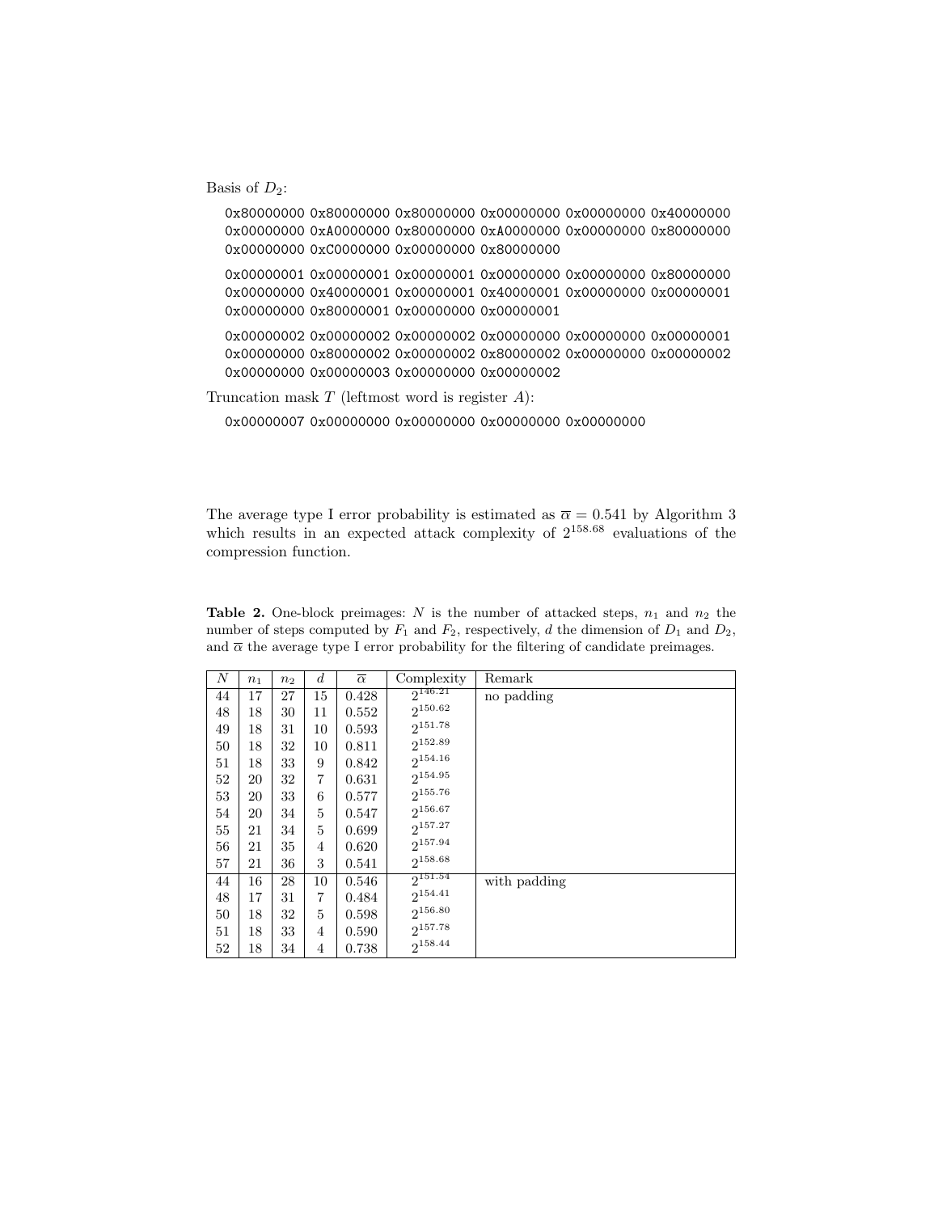Basis of $D_2$:

```
0x80000000 0x80000000 0x80000000 0x00000000 0x00000000 0x40000000
0x00000000 0xA0000000 0x80000000 0xA0000000 0x00000000 0x80000000
0x00000000 0xC0000000 0x00000000 0x80000000
```

```
0x00000001 0x00000001 0x00000001 0x00000000 0x00000000 0x80000000
0x00000000 0x40000001 0x00000001 0x40000001 0x00000000 0x00000001
0x00000000 0x80000001 0x00000000 0x00000001
```

```
0x00000002 0x00000002 0x00000002 0x00000000 0x00000000 0x00000001
0x00000000 0x80000002 0x00000002 0x80000002 0x00000000 0x00000002
0x00000000 0x00000003 0x00000000 0x00000002
```

Truncation mask $T$ (leftmost word is register $A$):

```
0x00000007 0x00000000 0x00000000 0x00000000 0x00000000
```

The average type I error probability is estimated as $\overline{\alpha} = 0.541$ by Algorithm 3 which results in an expected attack complexity of $2^{158.68}$ evaluations of the compression function.

**Table 2.** One-block preimages: $N$ is the number of attacked steps, $n_1$ and $n_2$ the number of steps computed by $F_1$ and $F_2$, respectively, $d$ the dimension of $D_1$ and $D_2$, and $\overline{\alpha}$ the average type I error probability for the filtering of candidate preimages.

| $N$ | $n_1$ | $n_2$ | $d$ | $\overline{\alpha}$ | Complexity | Remark |
|---|---|---|---|---|---|---|
| 44 | 17 | 27 | 15 | 0.428 | $2^{146.21}$ | no padding |
| 48 | 18 | 30 | 11 | 0.552 | $2^{150.62}$ | |
| 49 | 18 | 31 | 10 | 0.593 | $2^{151.78}$ | |
| 50 | 18 | 32 | 10 | 0.811 | $2^{152.89}$ | |
| 51 | 18 | 33 | 9 | 0.842 | $2^{154.16}$ | |
| 52 | 20 | 32 | 7 | 0.631 | $2^{154.95}$ | |
| 53 | 20 | 33 | 6 | 0.577 | $2^{155.76}$ | |
| 54 | 20 | 34 | 5 | 0.547 | $2^{156.67}$ | |
| 55 | 21 | 34 | 5 | 0.699 | $2^{157.27}$ | |
| 56 | 21 | 35 | 4 | 0.620 | $2^{157.94}$ | |
| 57 | 21 | 36 | 3 | 0.541 | $2^{158.68}$ | |
| 44 | 16 | 28 | 10 | 0.546 | $2^{151.54}$ | with padding |
| 48 | 17 | 31 | 7 | 0.484 | $2^{154.41}$ | |
| 50 | 18 | 32 | 5 | 0.598 | $2^{156.80}$ | |
| 51 | 18 | 33 | 4 | 0.590 | $2^{157.78}$ | |
| 52 | 18 | 34 | 4 | 0.738 | $2^{158.44}$ | |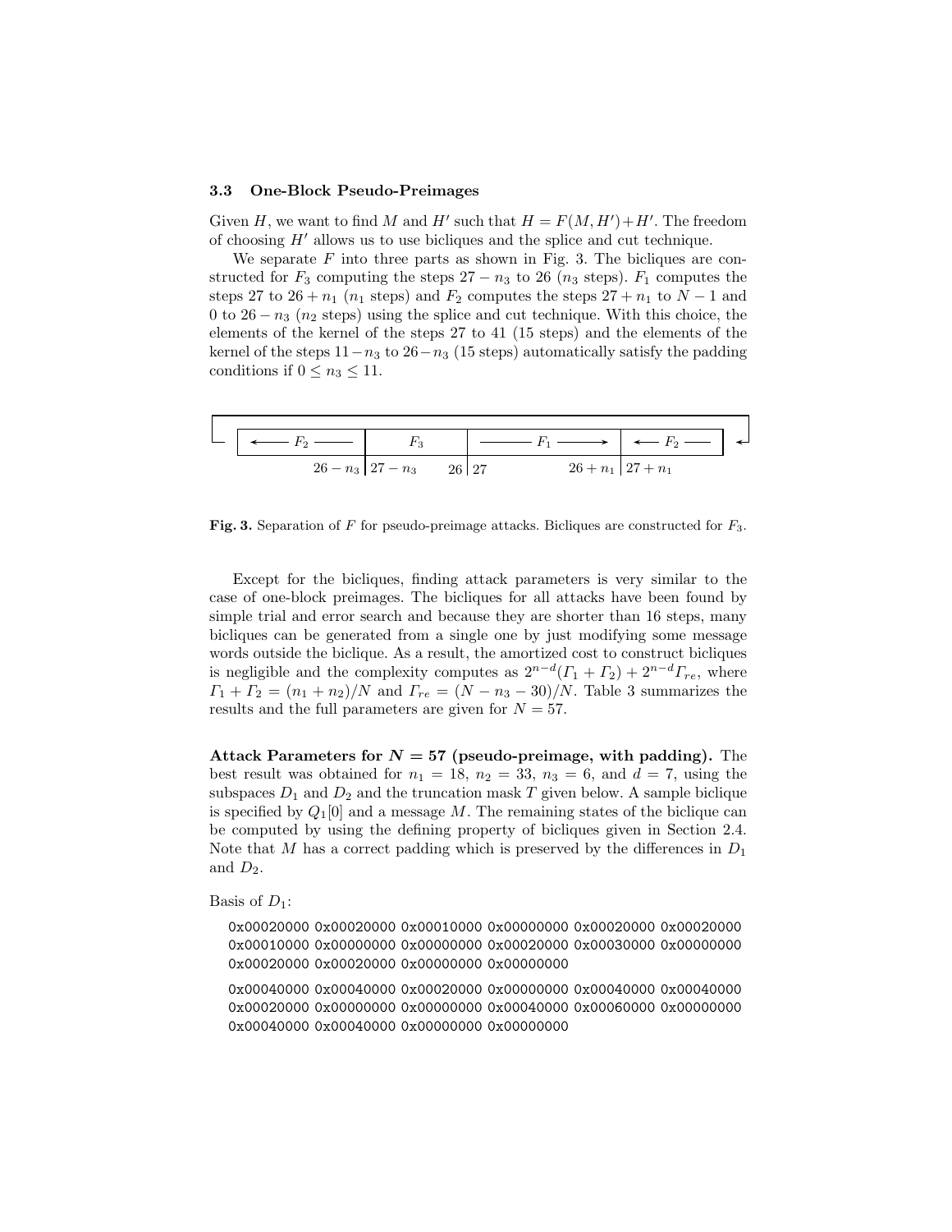### 3.3 One-Block Pseudo-Preimages

Given $H$, we want to find $M$ and $H'$ such that $H = F(M, H') + H'$. The freedom of choosing $H'$ allows us to use bicliques and the splice and cut technique.

We separate $F$ into three parts as shown in Fig. 3. The bicliques are constructed for $F_3$ computing the steps $27 - n_3$ to 26 ($n_3$ steps). $F_1$ computes the steps 27 to $26 + n_1$ ($n_1$ steps) and $F_2$ computes the steps $27 + n_1$ to $N - 1$ and 0 to $26 - n_3$ ($n_2$ steps) using the splice and cut technique. With this choice, the elements of the kernel of the steps 27 to 41 (15 steps) and the elements of the kernel of the steps $11 - n_3$ to $26 - n_3$ (15 steps) automatically satisfy the padding conditions if $0 \leq n_3 \leq 11$.

| ← $F_2$ | $F_3$ | $F_1$ → | ← $F_2$ |
|---|---|---|---|
| $26 - n_3$ | $27 - n_3$ … 26 | 27 … $26 + n_1$ | $27 + n_1$ |

**Fig. 3.** Separation of $F$ for pseudo-preimage attacks. Bicliques are constructed for $F_3$.

Except for the bicliques, finding attack parameters is very similar to the case of one-block preimages. The bicliques for all attacks have been found by simple trial and error search and because they are shorter than 16 steps, many bicliques can be generated from a single one by just modifying some message words outside the biclique. As a result, the amortized cost to construct bicliques is negligible and the complexity computes as $2^{n-d}(\Gamma_1 + \Gamma_2) + 2^{n-d}\Gamma_{re}$, where $\Gamma_1 + \Gamma_2 = (n_1 + n_2)/N$ and $\Gamma_{re} = (N - n_3 - 30)/N$. Table 3 summarizes the results and the full parameters are given for $N = 57$.

**Attack Parameters for $N = 57$ (pseudo-preimage, with padding).** The best result was obtained for $n_1 = 18$, $n_2 = 33$, $n_3 = 6$, and $d = 7$, using the subspaces $D_1$ and $D_2$ and the truncation mask $T$ given below. A sample biclique is specified by $Q_1[0]$ and a message $M$. The remaining states of the biclique can be computed by using the defining property of bicliques given in Section 2.4. Note that $M$ has a correct padding which is preserved by the differences in $D_1$ and $D_2$.

Basis of $D_1$:

```
0x00020000 0x00020000 0x00010000 0x00000000 0x00020000 0x00020000
0x00010000 0x00000000 0x00000000 0x00020000 0x00030000 0x00000000
0x00020000 0x00020000 0x00000000 0x00000000
```

```
0x00040000 0x00040000 0x00020000 0x00000000 0x00040000 0x00040000
0x00020000 0x00000000 0x00000000 0x00040000 0x00060000 0x00000000
0x00040000 0x00040000 0x00000000 0x00000000
```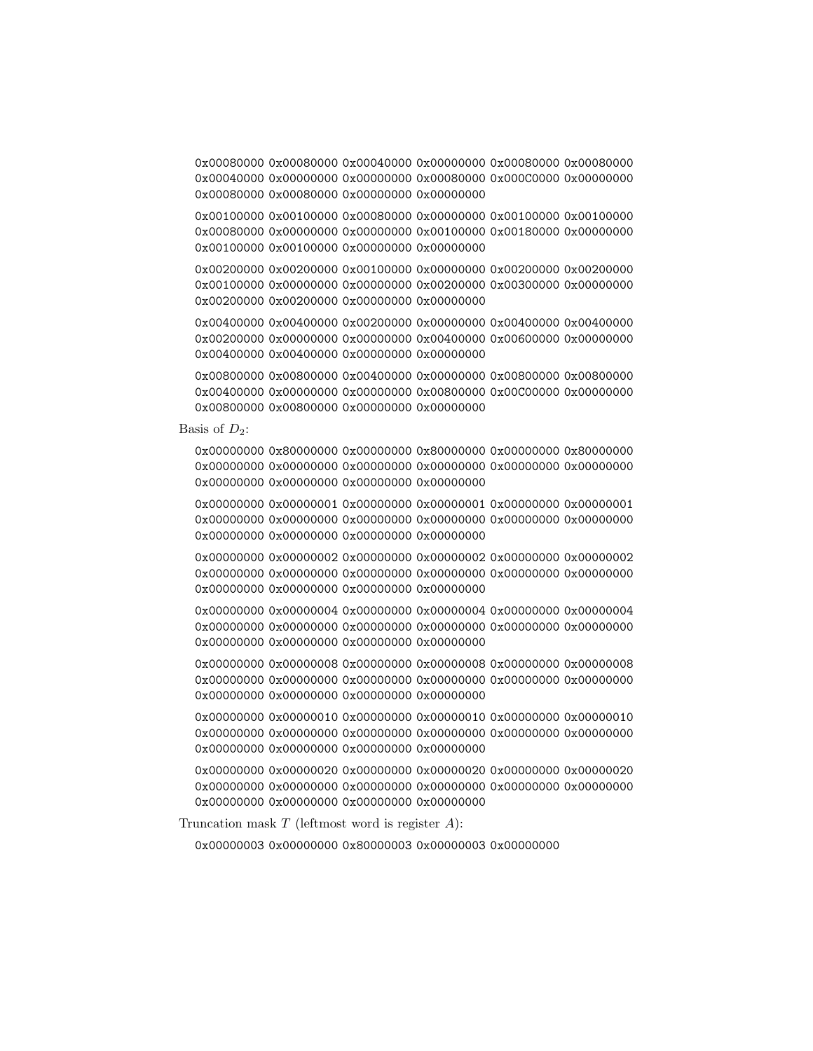0x00080000 0x00080000 0x00040000 0x00000000 0x00080000 0x00080000 0x00040000 0x00000000 0x00000000 0x00080000 0x000C0000 0x00000000 0x00080000 0x00080000 0x00000000 0x00000000

0x00100000 0x00100000 0x00080000 0x00000000 0x00100000 0x00100000 0x00080000 0x00000000 0x00000000 0x00100000 0x00180000 0x00000000 0x00100000 0x00100000 0x00000000 0x00000000

0x00200000 0x00200000 0x00100000 0x00000000 0x00200000 0x00200000 0x00100000 0x00000000 0x00000000 0x00200000 0x00300000 0x00000000 0x00200000 0x00200000 0x00000000 0x00000000

0x00400000 0x00400000 0x00200000 0x00000000 0x00400000 0x00400000 0x00200000 0x00000000 0x00000000 0x00400000 0x00600000 0x00000000 0x00400000 0x00400000 0x00000000 0x00000000

0x00800000 0x00800000 0x00400000 0x00000000 0x00800000 0x00800000 0x00400000 0x00000000 0x00000000 0x00800000 0x00C00000 0x00000000 0x00800000 0x00800000 0x00000000 0x00000000

Basis of $D_2$:

0x00000000 0x80000000 0x00000000 0x80000000 0x00000000 0x80000000 0x00000000 0x00000000 0x00000000 0x00000000 0x00000000 0x00000000 0x00000000 0x00000000 0x00000000 0x00000000

0x00000000 0x00000001 0x00000000 0x00000001 0x00000000 0x00000001 0x00000000 0x00000000 0x00000000 0x00000000 0x00000000 0x00000000 0x00000000 0x00000000 0x00000000 0x00000000

0x00000000 0x00000002 0x00000000 0x00000002 0x00000000 0x00000002 0x00000000 0x00000000 0x00000000 0x00000000 0x00000000 0x00000000 0x00000000 0x00000000 0x00000000 0x00000000

0x00000000 0x00000004 0x00000000 0x00000004 0x00000000 0x00000004 0x00000000 0x00000000 0x00000000 0x00000000 0x00000000 0x00000000 0x00000000 0x00000000 0x00000000 0x00000000

0x00000000 0x00000008 0x00000000 0x00000008 0x00000000 0x00000008 0x00000000 0x00000000 0x00000000 0x00000000 0x00000000 0x00000000 0x00000000 0x00000000 0x00000000 0x00000000

0x00000000 0x00000010 0x00000000 0x00000010 0x00000000 0x00000010 0x00000000 0x00000000 0x00000000 0x00000000 0x00000000 0x00000000 0x00000000 0x00000000 0x00000000 0x00000000

0x00000000 0x00000020 0x00000000 0x00000020 0x00000000 0x00000020 0x00000000 0x00000000 0x00000000 0x00000000 0x00000000 0x00000000 0x00000000 0x00000000 0x00000000 0x00000000

Truncation mask $T$ (leftmost word is register $A$):

0x00000003 0x00000000 0x80000003 0x00000003 0x00000000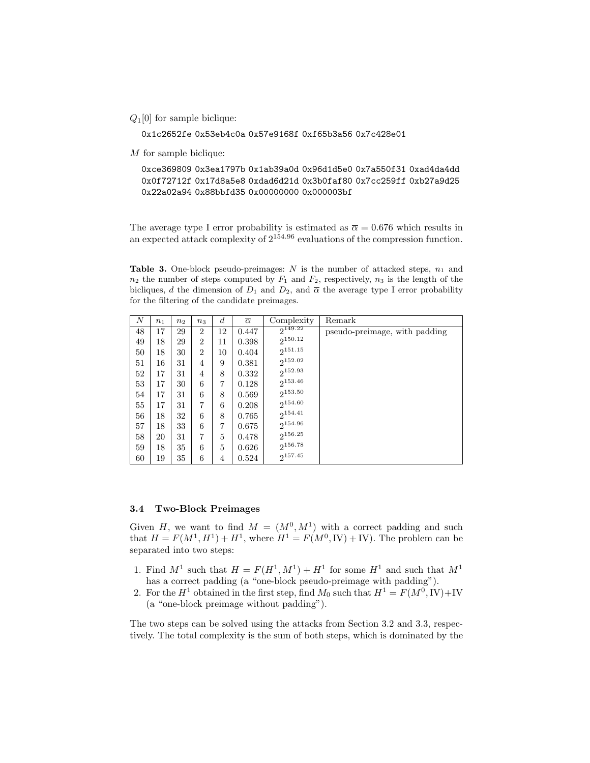$Q_1[0]$ for sample biclique:

```
0x1c2652fe 0x53eb4c0a 0x57e9168f 0xf65b3a56 0x7c428e01
```

$M$ for sample biclique:

```
0xce369809 0x3ea1797b 0x1ab39a0d 0x96d1d5e0 0x7a550f31 0xad4da4dd
0x0f72712f 0x17d8a5e8 0xdad6d21d 0x3b0faf80 0x7cc259ff 0xb27a9d25
0x22a02a94 0x88bbfd35 0x00000000 0x000003bf
```

The average type I error probability is estimated as $\overline{\alpha} = 0.676$ which results in an expected attack complexity of $2^{154.96}$ evaluations of the compression function.

**Table 3.** One-block pseudo-preimages: $N$ is the number of attacked steps, $n_1$ and $n_2$ the number of steps computed by $F_1$ and $F_2$, respectively, $n_3$ is the length of the bicliques, $d$ the dimension of $D_1$ and $D_2$, and $\overline{\alpha}$ the average type I error probability for the filtering of the candidate preimages.

| $N$ | $n_1$ | $n_2$ | $n_3$ | $d$ | $\overline{\alpha}$ | Complexity | Remark |
|---|---|---|---|---|---|---|---|
| 48 | 17 | 29 | 2 | 12 | 0.447 | $2^{149.22}$ | pseudo-preimage, with padding |
| 49 | 18 | 29 | 2 | 11 | 0.398 | $2^{150.12}$ | |
| 50 | 18 | 30 | 2 | 10 | 0.404 | $2^{151.15}$ | |
| 51 | 16 | 31 | 4 | 9 | 0.381 | $2^{152.02}$ | |
| 52 | 17 | 31 | 4 | 8 | 0.332 | $2^{152.93}$ | |
| 53 | 17 | 30 | 6 | 7 | 0.128 | $2^{153.46}$ | |
| 54 | 17 | 31 | 6 | 8 | 0.569 | $2^{153.50}$ | |
| 55 | 17 | 31 | 7 | 6 | 0.208 | $2^{154.60}$ | |
| 56 | 18 | 32 | 6 | 8 | 0.765 | $2^{154.41}$ | |
| 57 | 18 | 33 | 6 | 7 | 0.675 | $2^{154.96}$ | |
| 58 | 20 | 31 | 7 | 5 | 0.478 | $2^{156.25}$ | |
| 59 | 18 | 35 | 6 | 5 | 0.626 | $2^{156.78}$ | |
| 60 | 19 | 35 | 6 | 4 | 0.524 | $2^{157.45}$ | |

### 3.4 Two-Block Preimages

Given $H$, we want to find $M = (M^0, M^1)$ with a correct padding and such that $H = F(M^1, H^1) + H^1$, where $H^1 = F(M^0, \mathrm{IV}) + \mathrm{IV}$. The problem can be separated into two steps:

1. Find $M^1$ such that $H = F(H^1, M^1) + H^1$ for some $H^1$ and such that $M^1$ has a correct padding (a "one-block pseudo-preimage with padding").
2. For the $H^1$ obtained in the first step, find $M_0$ such that $H^1 = F(M^0, \mathrm{IV}) + \mathrm{IV}$ (a "one-block preimage without padding").

The two steps can be solved using the attacks from Section 3.2 and 3.3, respectively. The total complexity is the sum of both steps, which is dominated by the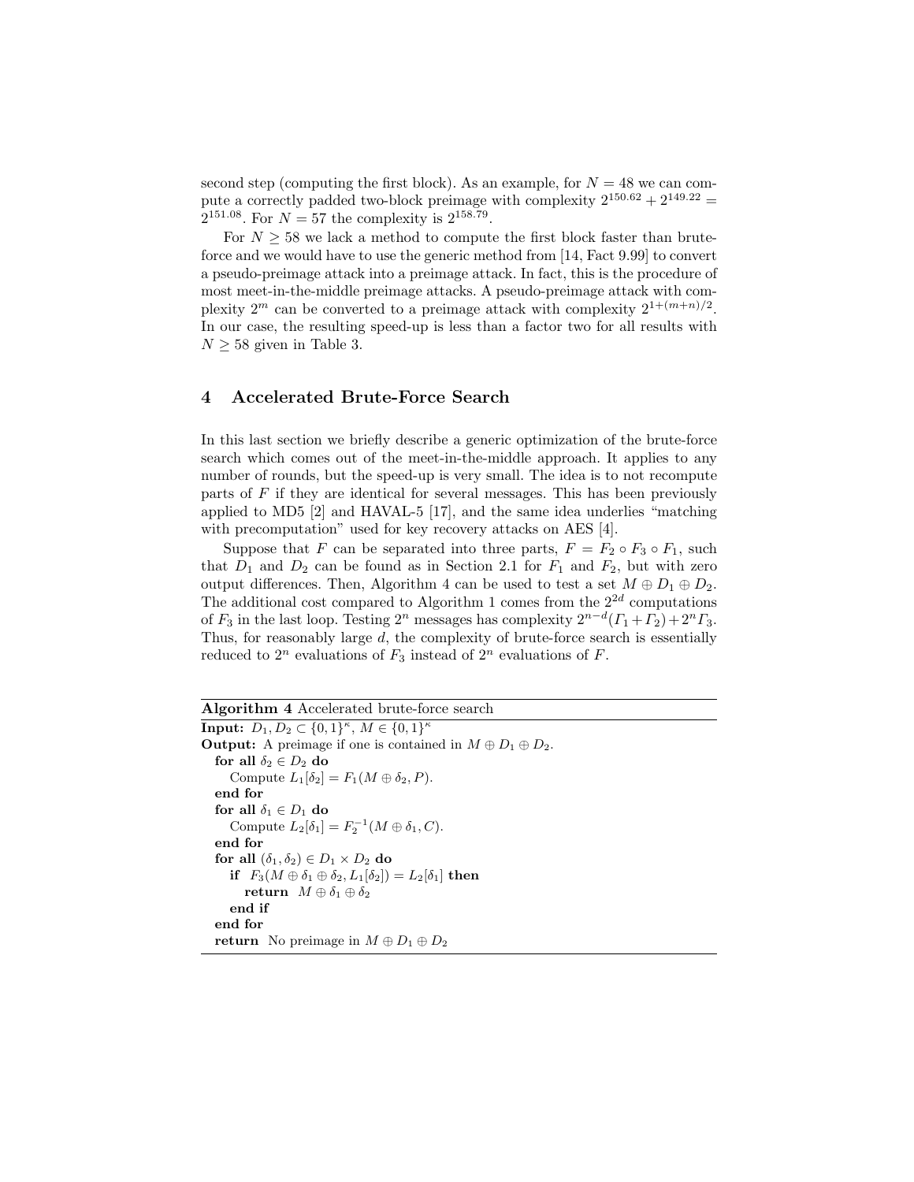second step (computing the first block). As an example, for $N = 48$ we can compute a correctly padded two-block preimage with complexity $2^{150.62} + 2^{149.22} = 2^{151.08}$. For $N = 57$ the complexity is $2^{158.79}$.

For $N \geq 58$ we lack a method to compute the first block faster than brute-force and we would have to use the generic method from [14, Fact 9.99] to convert a pseudo-preimage attack into a preimage attack. In fact, this is the procedure of most meet-in-the-middle preimage attacks. A pseudo-preimage attack with complexity $2^m$ can be converted to a preimage attack with complexity $2^{1+(m+n)/2}$. In our case, the resulting speed-up is less than a factor two for all results with $N \geq 58$ given in Table 3.

## 4 Accelerated Brute-Force Search

In this last section we briefly describe a generic optimization of the brute-force search which comes out of the meet-in-the-middle approach. It applies to any number of rounds, but the speed-up is very small. The idea is to not recompute parts of $F$ if they are identical for several messages. This has been previously applied to MD5 [2] and HAVAL-5 [17], and the same idea underlies "matching with precomputation" used for key recovery attacks on AES [4].

Suppose that $F$ can be separated into three parts, $F = F_2 \circ F_3 \circ F_1$, such that $D_1$ and $D_2$ can be found as in Section 2.1 for $F_1$ and $F_2$, but with zero output differences. Then, Algorithm 4 can be used to test a set $M \oplus D_1 \oplus D_2$. The additional cost compared to Algorithm 1 comes from the $2^{2d}$ computations of $F_3$ in the last loop. Testing $2^n$ messages has complexity $2^{n-d}(\Gamma_1 + \Gamma_2) + 2^n \Gamma_3$. Thus, for reasonably large $d$, the complexity of brute-force search is essentially reduced to $2^n$ evaluations of $F_3$ instead of $2^n$ evaluations of $F$.

**Algorithm 4** Accelerated brute-force search

**Input:** $D_1, D_2 \subset \{0,1\}^\kappa$, $M \in \{0,1\}^\kappa$
**Output:** A preimage if one is contained in $M \oplus D_1 \oplus D_2$.

```
for all δ2 ∈ D2 do
    Compute L1[δ2] = F1(M ⊕ δ2, P).
end for
for all δ1 ∈ D1 do
    Compute L2[δ1] = F2^{-1}(M ⊕ δ1, C).
end for
for all (δ1, δ2) ∈ D1 × D2 do
    if F3(M ⊕ δ1 ⊕ δ2, L1[δ2]) = L2[δ1] then
        return M ⊕ δ1 ⊕ δ2
    end if
end for
return No preimage in M ⊕ D1 ⊕ D2
```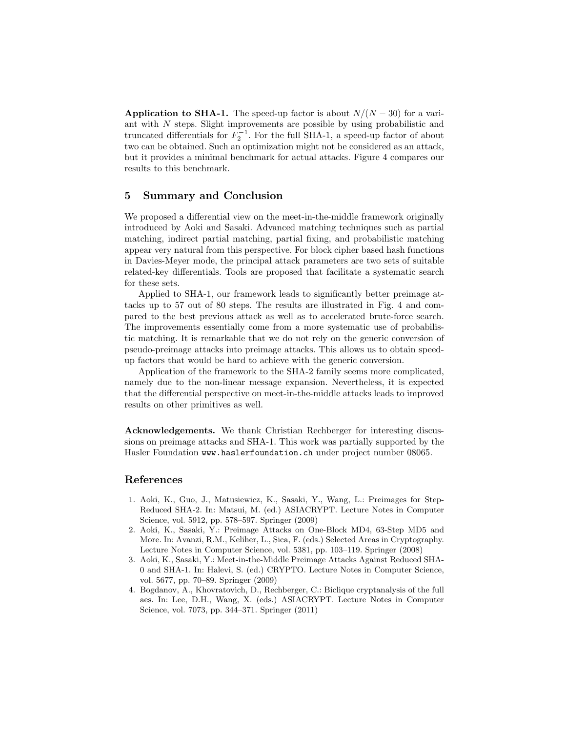**Application to SHA-1.** The speed-up factor is about $N/(N-30)$ for a variant with $N$ steps. Slight improvements are possible by using probabilistic and truncated differentials for $F_2^{-1}$. For the full SHA-1, a speed-up factor of about two can be obtained. Such an optimization might not be considered as an attack, but it provides a minimal benchmark for actual attacks. Figure 4 compares our results to this benchmark.

## 5 Summary and Conclusion

We proposed a differential view on the meet-in-the-middle framework originally introduced by Aoki and Sasaki. Advanced matching techniques such as partial matching, indirect partial matching, partial fixing, and probabilistic matching appear very natural from this perspective. For block cipher based hash functions in Davies-Meyer mode, the principal attack parameters are two sets of suitable related-key differentials. Tools are proposed that facilitate a systematic search for these sets.

Applied to SHA-1, our framework leads to significantly better preimage attacks up to 57 out of 80 steps. The results are illustrated in Fig. 4 and compared to the best previous attack as well as to accelerated brute-force search. The improvements essentially come from a more systematic use of probabilistic matching. It is remarkable that we do not rely on the generic conversion of pseudo-preimage attacks into preimage attacks. This allows us to obtain speed-up factors that would be hard to achieve with the generic conversion.

Application of the framework to the SHA-2 family seems more complicated, namely due to the non-linear message expansion. Nevertheless, it is expected that the differential perspective on meet-in-the-middle attacks leads to improved results on other primitives as well.

**Acknowledgements.** We thank Christian Rechberger for interesting discussions on preimage attacks and SHA-1. This work was partially supported by the Hasler Foundation `www.haslerfoundation.ch` under project number 08065.

## References

1. Aoki, K., Guo, J., Matusiewicz, K., Sasaki, Y., Wang, L.: Preimages for Step-Reduced SHA-2. In: Matsui, M. (ed.) ASIACRYPT. Lecture Notes in Computer Science, vol. 5912, pp. 578–597. Springer (2009)
2. Aoki, K., Sasaki, Y.: Preimage Attacks on One-Block MD4, 63-Step MD5 and More. In: Avanzi, R.M., Keliher, L., Sica, F. (eds.) Selected Areas in Cryptography. Lecture Notes in Computer Science, vol. 5381, pp. 103–119. Springer (2008)
3. Aoki, K., Sasaki, Y.: Meet-in-the-Middle Preimage Attacks Against Reduced SHA-0 and SHA-1. In: Halevi, S. (ed.) CRYPTO. Lecture Notes in Computer Science, vol. 5677, pp. 70–89. Springer (2009)
4. Bogdanov, A., Khovratovich, D., Rechberger, C.: Biclique cryptanalysis of the full aes. In: Lee, D.H., Wang, X. (eds.) ASIACRYPT. Lecture Notes in Computer Science, vol. 7073, pp. 344–371. Springer (2011)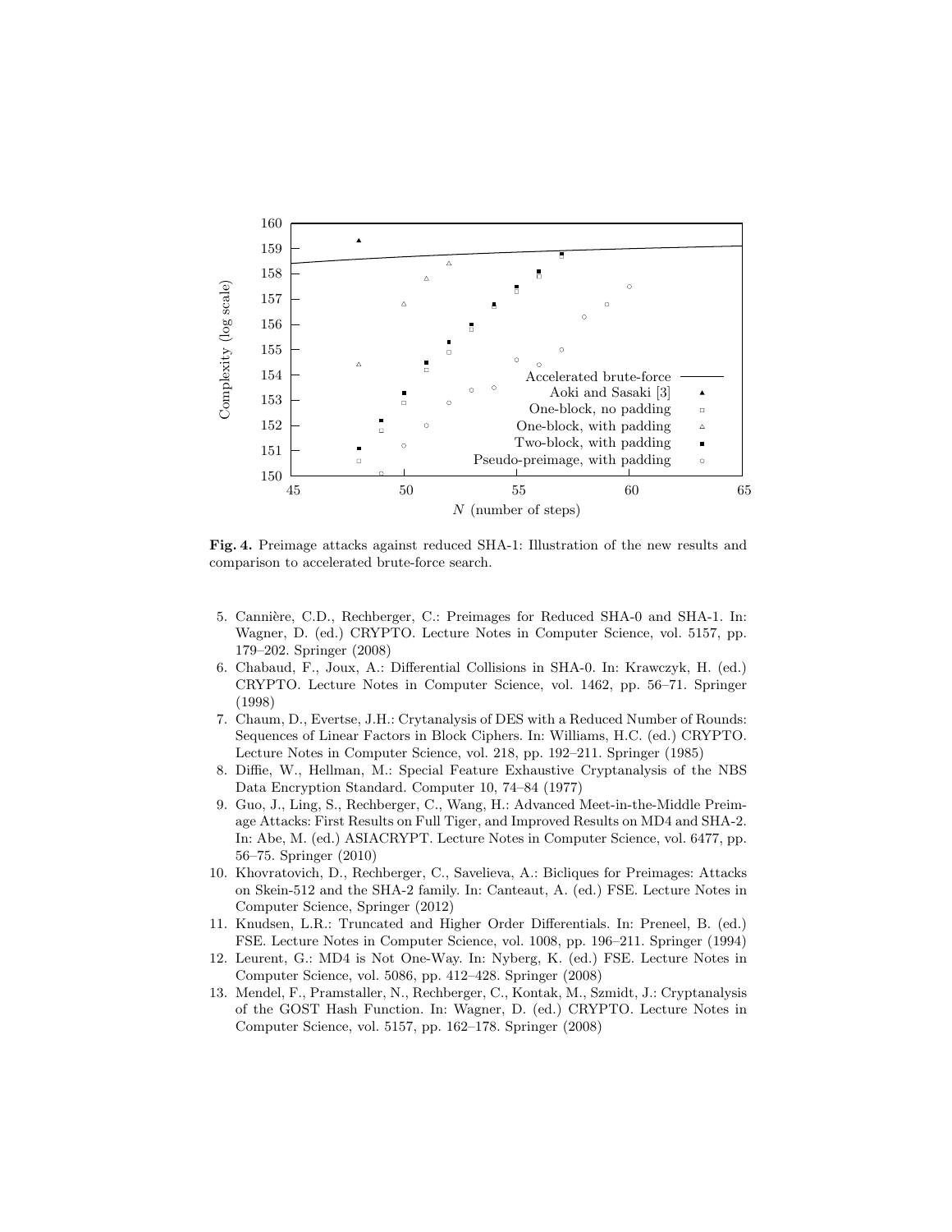**Fig. 4.** Preimage attacks against reduced SHA-1: Illustration of the new results and comparison to accelerated brute-force search.

5. Cannière, C.D., Rechberger, C.: Preimages for Reduced SHA-0 and SHA-1. In: Wagner, D. (ed.) CRYPTO. Lecture Notes in Computer Science, vol. 5157, pp. 179–202. Springer (2008)
6. Chabaud, F., Joux, A.: Differential Collisions in SHA-0. In: Krawczyk, H. (ed.) CRYPTO. Lecture Notes in Computer Science, vol. 1462, pp. 56–71. Springer (1998)
7. Chaum, D., Evertse, J.H.: Crytanalysis of DES with a Reduced Number of Rounds: Sequences of Linear Factors in Block Ciphers. In: Williams, H.C. (ed.) CRYPTO. Lecture Notes in Computer Science, vol. 218, pp. 192–211. Springer (1985)
8. Diffie, W., Hellman, M.: Special Feature Exhaustive Cryptanalysis of the NBS Data Encryption Standard. Computer 10, 74–84 (1977)
9. Guo, J., Ling, S., Rechberger, C., Wang, H.: Advanced Meet-in-the-Middle Preimage Attacks: First Results on Full Tiger, and Improved Results on MD4 and SHA-2. In: Abe, M. (ed.) ASIACRYPT. Lecture Notes in Computer Science, vol. 6477, pp. 56–75. Springer (2010)
10. Khovratovich, D., Rechberger, C., Savelieva, A.: Bicliques for Preimages: Attacks on Skein-512 and the SHA-2 family. In: Canteaut, A. (ed.) FSE. Lecture Notes in Computer Science, Springer (2012)
11. Knudsen, L.R.: Truncated and Higher Order Differentials. In: Preneel, B. (ed.) FSE. Lecture Notes in Computer Science, vol. 1008, pp. 196–211. Springer (1994)
12. Leurent, G.: MD4 is Not One-Way. In: Nyberg, K. (ed.) FSE. Lecture Notes in Computer Science, vol. 5086, pp. 412–428. Springer (2008)
13. Mendel, F., Pramstaller, N., Rechberger, C., Kontak, M., Szmidt, J.: Cryptanalysis of the GOST Hash Function. In: Wagner, D. (ed.) CRYPTO. Lecture Notes in Computer Science, vol. 5157, pp. 162–178. Springer (2008)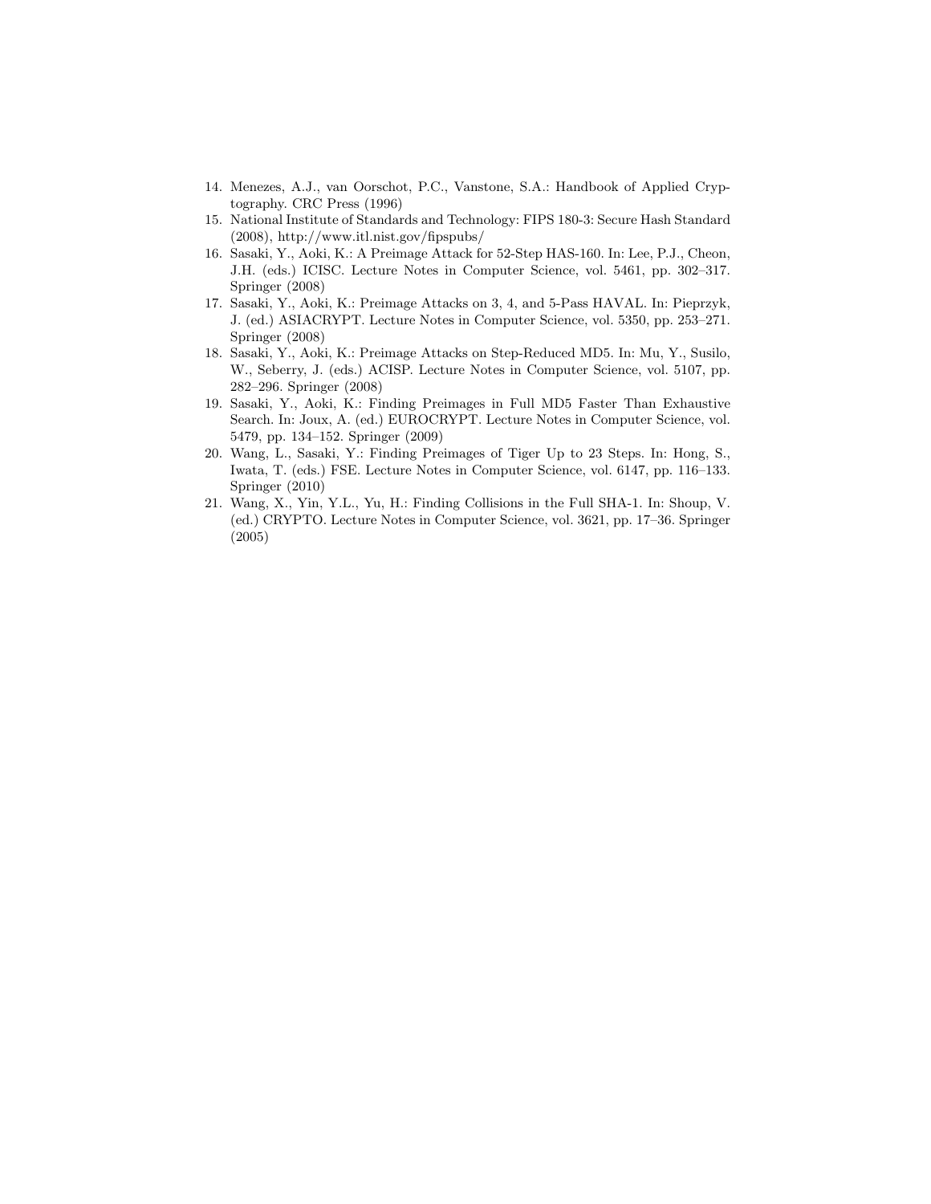14. Menezes, A.J., van Oorschot, P.C., Vanstone, S.A.: Handbook of Applied Cryptography. CRC Press (1996)
15. National Institute of Standards and Technology: FIPS 180-3: Secure Hash Standard (2008), http://www.itl.nist.gov/fipspubs/
16. Sasaki, Y., Aoki, K.: A Preimage Attack for 52-Step HAS-160. In: Lee, P.J., Cheon, J.H. (eds.) ICISC. Lecture Notes in Computer Science, vol. 5461, pp. 302–317. Springer (2008)
17. Sasaki, Y., Aoki, K.: Preimage Attacks on 3, 4, and 5-Pass HAVAL. In: Pieprzyk, J. (ed.) ASIACRYPT. Lecture Notes in Computer Science, vol. 5350, pp. 253–271. Springer (2008)
18. Sasaki, Y., Aoki, K.: Preimage Attacks on Step-Reduced MD5. In: Mu, Y., Susilo, W., Seberry, J. (eds.) ACISP. Lecture Notes in Computer Science, vol. 5107, pp. 282–296. Springer (2008)
19. Sasaki, Y., Aoki, K.: Finding Preimages in Full MD5 Faster Than Exhaustive Search. In: Joux, A. (ed.) EUROCRYPT. Lecture Notes in Computer Science, vol. 5479, pp. 134–152. Springer (2009)
20. Wang, L., Sasaki, Y.: Finding Preimages of Tiger Up to 23 Steps. In: Hong, S., Iwata, T. (eds.) FSE. Lecture Notes in Computer Science, vol. 6147, pp. 116–133. Springer (2010)
21. Wang, X., Yin, Y.L., Yu, H.: Finding Collisions in the Full SHA-1. In: Shoup, V. (ed.) CRYPTO. Lecture Notes in Computer Science, vol. 3621, pp. 17–36. Springer (2005)